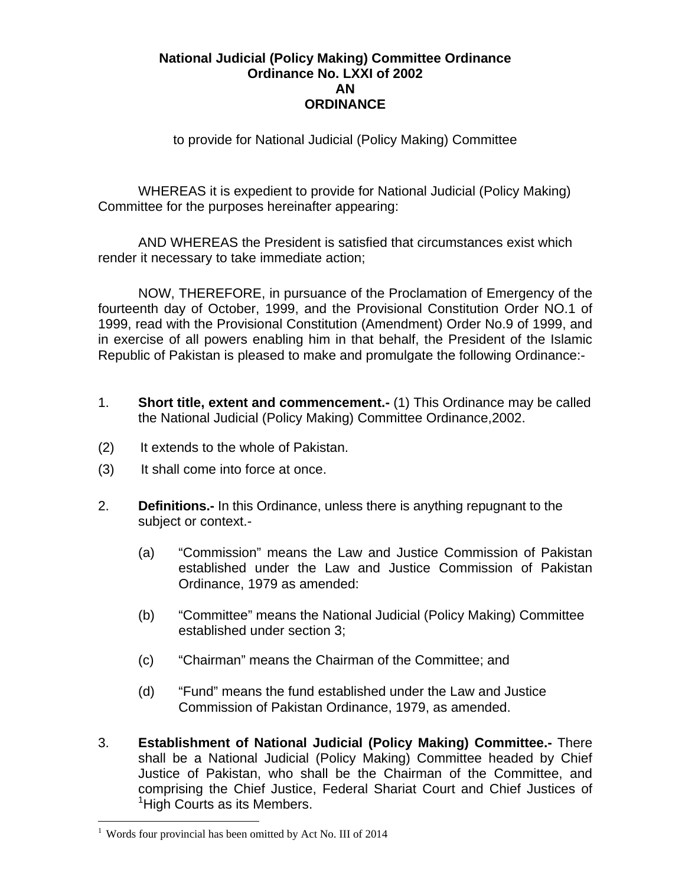# National Judicial (Policy Making) Committee Ordinance
## Ordinance No. LXXI of 2002
## AN
## ORDINANCE

to provide for National Judicial (Policy Making) Committee

WHEREAS it is expedient to provide for National Judicial (Policy Making) Committee for the purposes hereinafter appearing:

AND WHEREAS the President is satisfied that circumstances exist which render it necessary to take immediate action;

NOW, THEREFORE, in pursuance of the Proclamation of Emergency of the fourteenth day of October, 1999, and the Provisional Constitution Order NO.1 of 1999, read with the Provisional Constitution (Amendment) Order No.9 of 1999, and in exercise of all powers enabling him in that behalf, the President of the Islamic Republic of Pakistan is pleased to make and promulgate the following Ordinance:-

1. **Short title, extent and commencement.-** (1) This Ordinance may be called the National Judicial (Policy Making) Committee Ordinance,2002.

(2) It extends to the whole of Pakistan.

(3) It shall come into force at once.

2. **Definitions.-** In this Ordinance, unless there is anything repugnant to the subject or context.-

   (a) “Commission” means the Law and Justice Commission of Pakistan established under the Law and Justice Commission of Pakistan Ordinance, 1979 as amended:

   (b) “Committee” means the National Judicial (Policy Making) Committee established under section 3;

   (c) “Chairman” means the Chairman of the Committee; and

   (d) “Fund” means the fund established under the Law and Justice Commission of Pakistan Ordinance, 1979, as amended.

3. **Establishment of National Judicial (Policy Making) Committee.-** There shall be a National Judicial (Policy Making) Committee headed by Chief Justice of Pakistan, who shall be the Chairman of the Committee, and comprising the Chief Justice, Federal Shariat Court and Chief Justices of [1]High Courts as its Members.

---

[1] Words four provincial has been omitted by Act No. III of 2014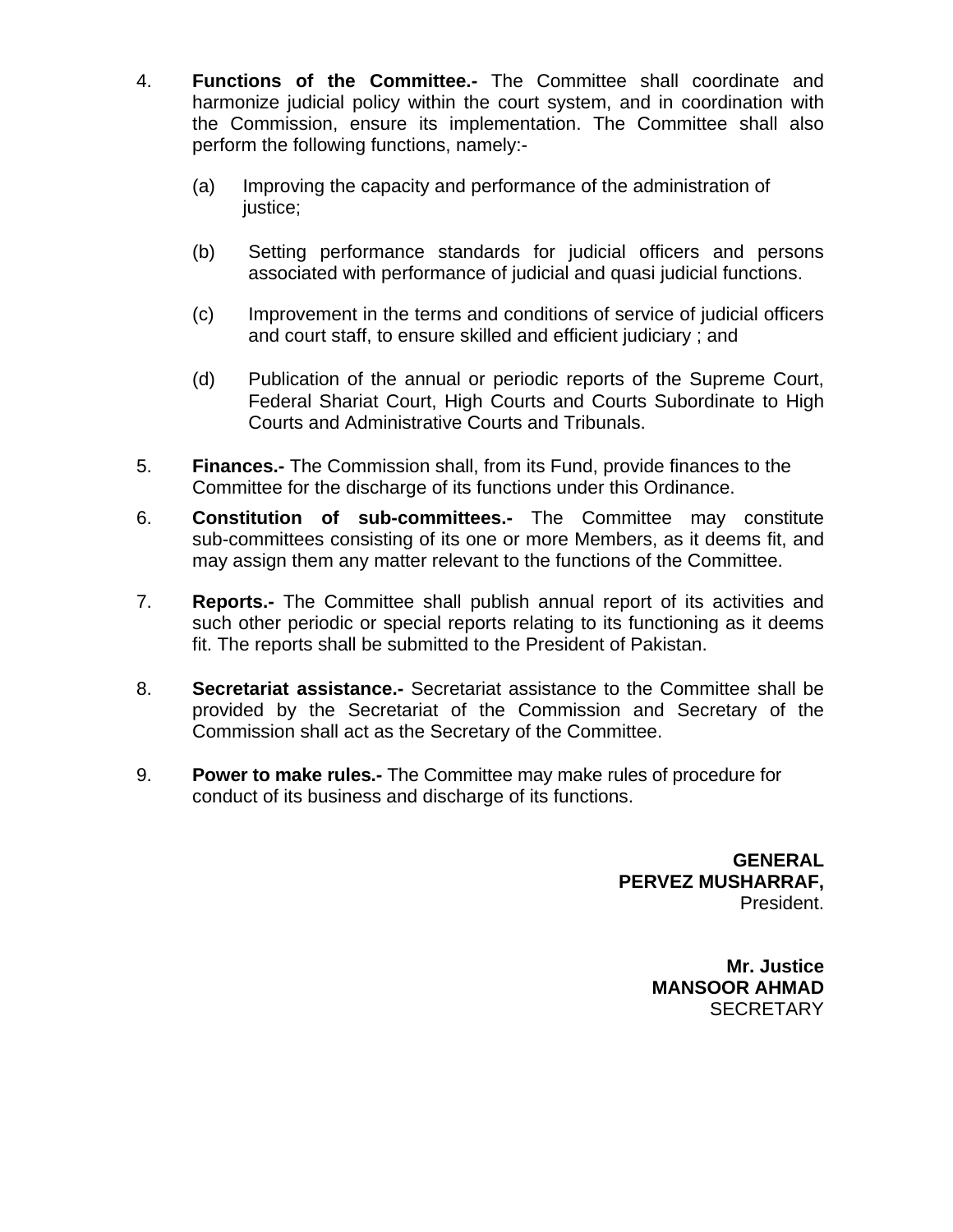4. **Functions of the Committee.-** The Committee shall coordinate and harmonize judicial policy within the court system, and in coordination with the Commission, ensure its implementation. The Committee shall also perform the following functions, namely:-

   (a) Improving the capacity and performance of the administration of justice;

   (b) Setting performance standards for judicial officers and persons associated with performance of judicial and quasi judicial functions.

   (c) Improvement in the terms and conditions of service of judicial officers and court staff, to ensure skilled and efficient judiciary ; and

   (d) Publication of the annual or periodic reports of the Supreme Court, Federal Shariat Court, High Courts and Courts Subordinate to High Courts and Administrative Courts and Tribunals.

5. **Finances.-** The Commission shall, from its Fund, provide finances to the Committee for the discharge of its functions under this Ordinance.

6. **Constitution of sub-committees.-** The Committee may constitute sub-committees consisting of its one or more Members, as it deems fit, and may assign them any matter relevant to the functions of the Committee.

7. **Reports.-** The Committee shall publish annual report of its activities and such other periodic or special reports relating to its functioning as it deems fit. The reports shall be submitted to the President of Pakistan.

8. **Secretariat assistance.-** Secretariat assistance to the Committee shall be provided by the Secretariat of the Commission and Secretary of the Commission shall act as the Secretary of the Committee.

9. **Power to make rules.-** The Committee may make rules of procedure for conduct of its business and discharge of its functions.

**GENERAL**
**PERVEZ MUSHARRAF,**
President.

**Mr. Justice**
**MANSOOR AHMAD**
SECRETARY